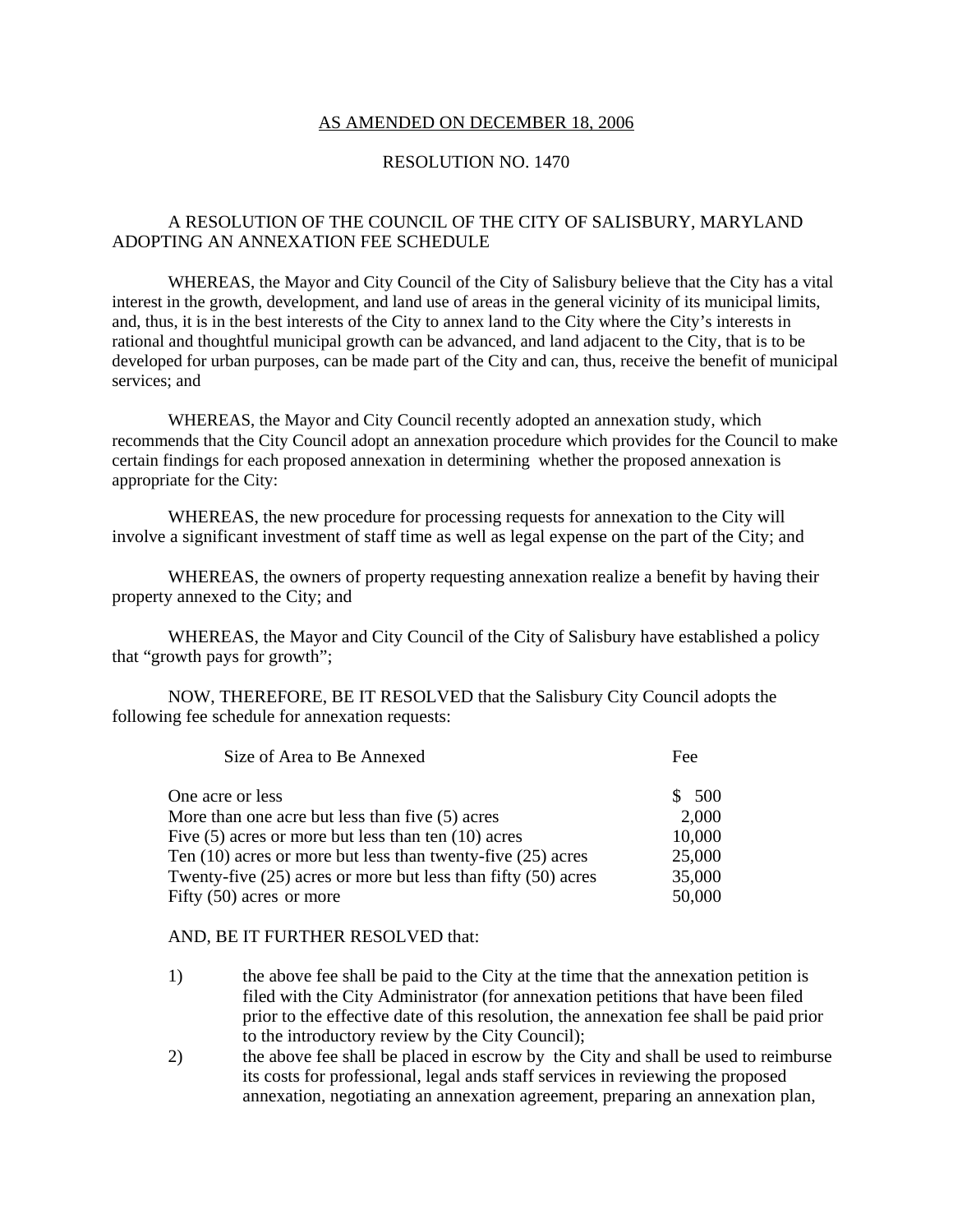<u>AS AMENDED ON DECEMBER 18, 2006</u>

RESOLUTION NO. 1470

A RESOLUTION OF THE COUNCIL OF THE CITY OF SALISBURY, MARYLAND ADOPTING AN ANNEXATION FEE SCHEDULE

WHEREAS, the Mayor and City Council of the City of Salisbury believe that the City has a vital interest in the growth, development, and land use of areas in the general vicinity of its municipal limits, and, thus, it is in the best interests of the City to annex land to the City where the City's interests in rational and thoughtful municipal growth can be advanced, and land adjacent to the City, that is to be developed for urban purposes, can be made part of the City and can, thus, receive the benefit of municipal services; and

WHEREAS, the Mayor and City Council recently adopted an annexation study, which recommends that the City Council adopt an annexation procedure which provides for the Council to make certain findings for each proposed annexation in determining whether the proposed annexation is appropriate for the City:

WHEREAS, the new procedure for processing requests for annexation to the City will involve a significant investment of staff time as well as legal expense on the part of the City; and

WHEREAS, the owners of property requesting annexation realize a benefit by having their property annexed to the City; and

WHEREAS, the Mayor and City Council of the City of Salisbury have established a policy that "growth pays for growth";

NOW, THEREFORE, BE IT RESOLVED that the Salisbury City Council adopts the following fee schedule for annexation requests:

| Size of Area to Be Annexed | Fee |
|---|---|
| One acre or less | $ 500 |
| More than one acre but less than five (5) acres | 2,000 |
| Five (5) acres or more but less than ten (10) acres | 10,000 |
| Ten (10) acres or more but less than twenty-five (25) acres | 25,000 |
| Twenty-five (25) acres or more but less than fifty (50) acres | 35,000 |
| Fifty (50) acres or more | 50,000 |

AND, BE IT FURTHER RESOLVED that:

1) the above fee shall be paid to the City at the time that the annexation petition is filed with the City Administrator (for annexation petitions that have been filed prior to the effective date of this resolution, the annexation fee shall be paid prior to the introductory review by the City Council);
2) the above fee shall be placed in escrow by the City and shall be used to reimburse its costs for professional, legal ands staff services in reviewing the proposed annexation, negotiating an annexation agreement, preparing an annexation plan,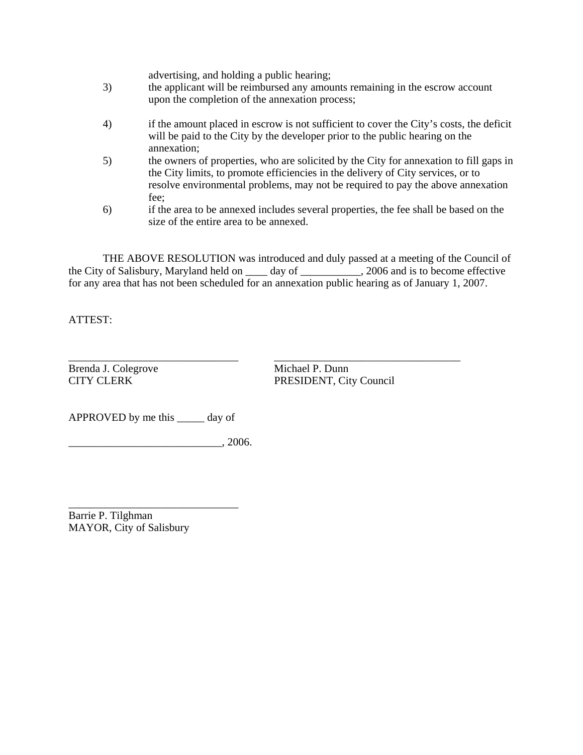advertising, and holding a public hearing;

3) the applicant will be reimbursed any amounts remaining in the escrow account upon the completion of the annexation process;

4) if the amount placed in escrow is not sufficient to cover the City's costs, the deficit will be paid to the City by the developer prior to the public hearing on the annexation;

5) the owners of properties, who are solicited by the City for annexation to fill gaps in the City limits, to promote efficiencies in the delivery of City services, or to resolve environmental problems, may not be required to pay the above annexation fee;

6) if the area to be annexed includes several properties, the fee shall be based on the size of the entire area to be annexed.

THE ABOVE RESOLUTION was introduced and duly passed at a meeting of the Council of the City of Salisbury, Maryland held on ____ day of ___________, 2006 and is to become effective for any area that has not been scheduled for an annexation public hearing as of January 1, 2007.

ATTEST:

_______________________________
Brenda J. Colegrove
CITY CLERK

__________________________________
Michael P. Dunn
PRESIDENT, City Council

APPROVED by me this _____ day of

___________________________, 2006.

_______________________________
Barrie P. Tilghman
MAYOR, City of Salisbury